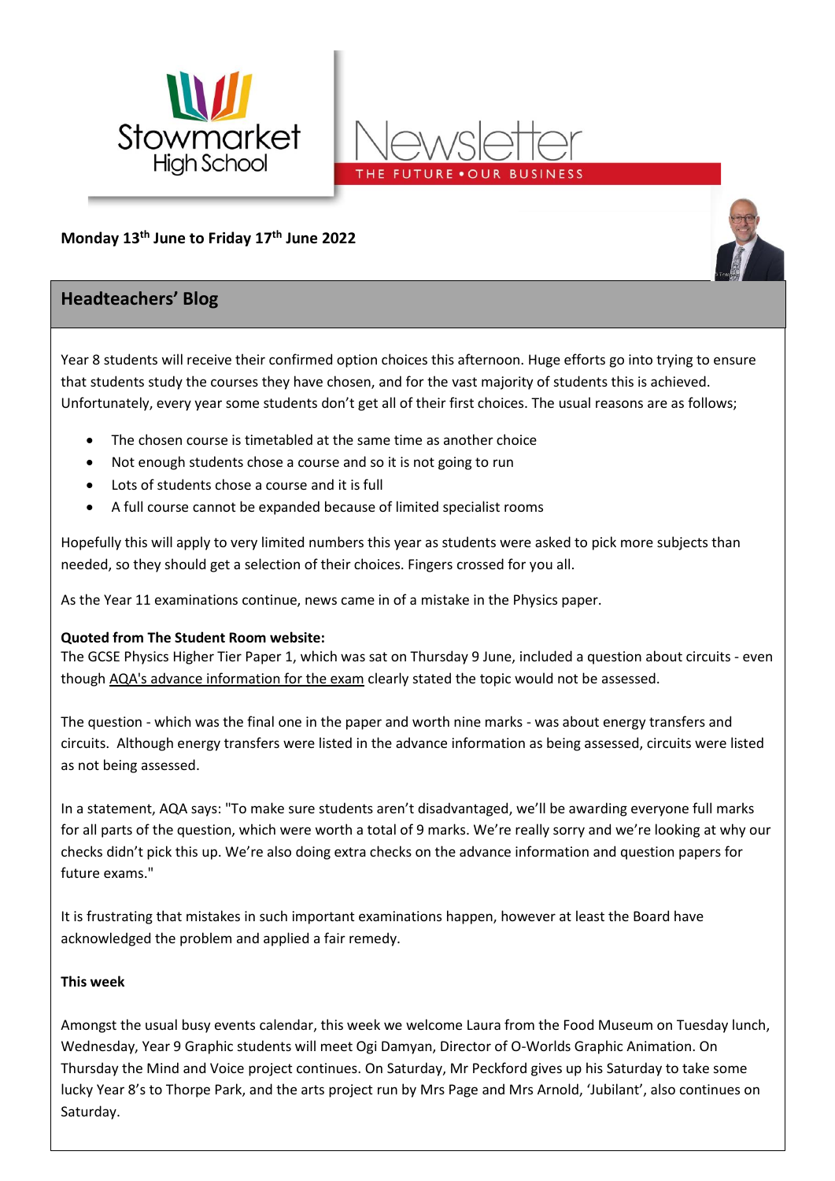Stowmarket High School

# Newsletter

THE FUTURE • OUR BUSINESS

**Monday 13th June to Friday 17th June 2022**

## Headteachers' Blog

Year 8 students will receive their confirmed option choices this afternoon. Huge efforts go into trying to ensure that students study the courses they have chosen, and for the vast majority of students this is achieved. Unfortunately, every year some students don't get all of their first choices. The usual reasons are as follows;

- The chosen course is timetabled at the same time as another choice
- Not enough students chose a course and so it is not going to run
- Lots of students chose a course and it is full
- A full course cannot be expanded because of limited specialist rooms

Hopefully this will apply to very limited numbers this year as students were asked to pick more subjects than needed, so they should get a selection of their choices. Fingers crossed for you all.

As the Year 11 examinations continue, news came in of a mistake in the Physics paper.

**Quoted from The Student Room website:**
The GCSE Physics Higher Tier Paper 1, which was sat on Thursday 9 June, included a question about circuits - even though AQA's advance information for the exam clearly stated the topic would not be assessed.

The question - which was the final one in the paper and worth nine marks - was about energy transfers and circuits. Although energy transfers were listed in the advance information as being assessed, circuits were listed as not being assessed.

In a statement, AQA says: "To make sure students aren't disadvantaged, we'll be awarding everyone full marks for all parts of the question, which were worth a total of 9 marks. We're really sorry and we're looking at why our checks didn't pick this up. We're also doing extra checks on the advance information and question papers for future exams."

It is frustrating that mistakes in such important examinations happen, however at least the Board have acknowledged the problem and applied a fair remedy.

**This week**

Amongst the usual busy events calendar, this week we welcome Laura from the Food Museum on Tuesday lunch, Wednesday, Year 9 Graphic students will meet Ogi Damyan, Director of O-Worlds Graphic Animation. On Thursday the Mind and Voice project continues. On Saturday, Mr Peckford gives up his Saturday to take some lucky Year 8's to Thorpe Park, and the arts project run by Mrs Page and Mrs Arnold, 'Jubilant', also continues on Saturday.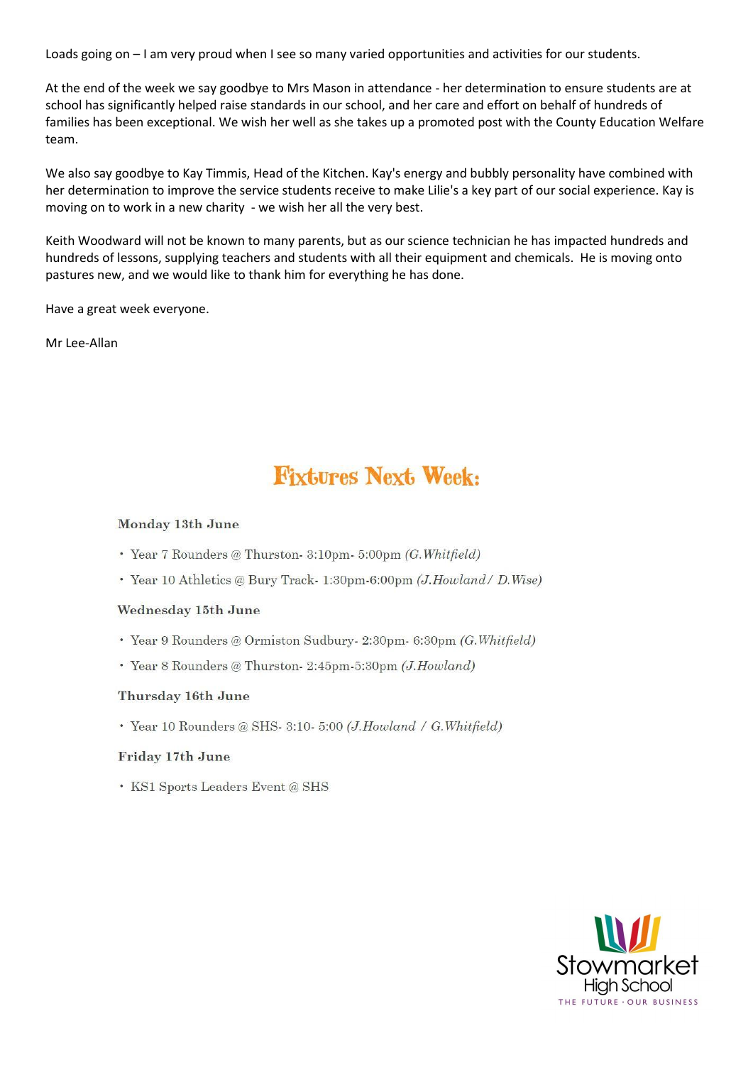Loads going on – I am very proud when I see so many varied opportunities and activities for our students.

At the end of the week we say goodbye to Mrs Mason in attendance - her determination to ensure students are at school has significantly helped raise standards in our school, and her care and effort on behalf of hundreds of families has been exceptional. We wish her well as she takes up a promoted post with the County Education Welfare team.

We also say goodbye to Kay Timmis, Head of the Kitchen. Kay's energy and bubbly personality have combined with her determination to improve the service students receive to make Lilie's a key part of our social experience. Kay is moving on to work in a new charity - we wish her all the very best.

Keith Woodward will not be known to many parents, but as our science technician he has impacted hundreds and hundreds of lessons, supplying teachers and students with all their equipment and chemicals. He is moving onto pastures new, and we would like to thank him for everything he has done.

Have a great week everyone.

Mr Lee-Allan

## Fixtures Next Week:

**Monday 13th June**

- Year 7 Rounders @ Thurston- 3:10pm- 5:00pm *(G.Whitfield)*
- Year 10 Athletics @ Bury Track- 1:30pm-6:00pm *(J.Howland/ D.Wise)*

**Wednesday 15th June**

- Year 9 Rounders @ Ormiston Sudbury- 2:30pm- 6:30pm *(G.Whitfield)*
- Year 8 Rounders @ Thurston- 2:45pm-5:30pm *(J.Howland)*

**Thursday 16th June**

- Year 10 Rounders @ SHS- 3:10- 5:00 *(J.Howland / G.Whitfield)*

**Friday 17th June**

- KS1 Sports Leaders Event @ SHS

Stowmarket High School
THE FUTURE · OUR BUSINESS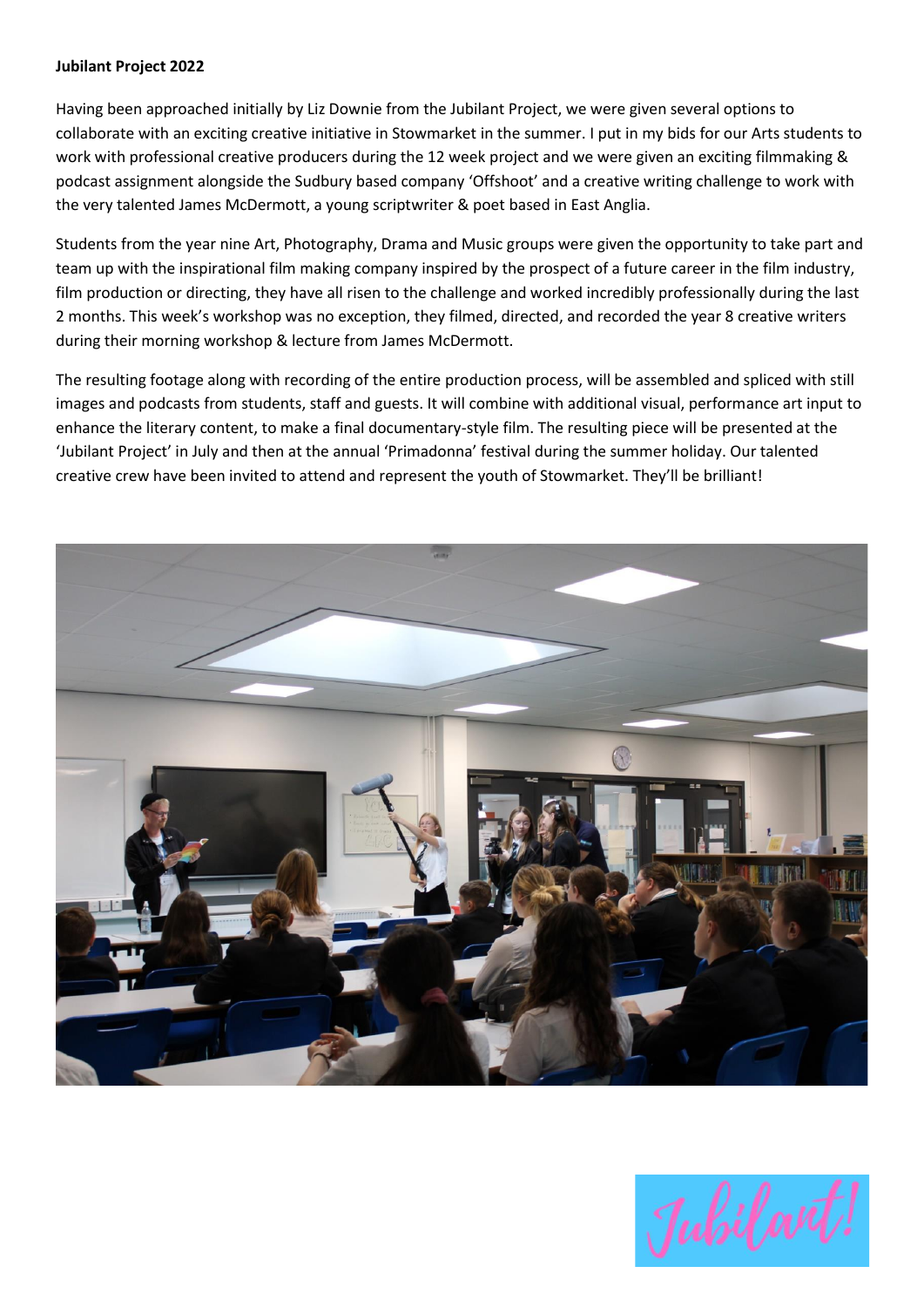**Jubilant Project 2022**

Having been approached initially by Liz Downie from the Jubilant Project, we were given several options to collaborate with an exciting creative initiative in Stowmarket in the summer. I put in my bids for our Arts students to work with professional creative producers during the 12 week project and we were given an exciting filmmaking & podcast assignment alongside the Sudbury based company 'Offshoot' and a creative writing challenge to work with the very talented James McDermott, a young scriptwriter & poet based in East Anglia.

Students from the year nine Art, Photography, Drama and Music groups were given the opportunity to take part and team up with the inspirational film making company inspired by the prospect of a future career in the film industry, film production or directing, they have all risen to the challenge and worked incredibly professionally during the last 2 months. This week's workshop was no exception, they filmed, directed, and recorded the year 8 creative writers during their morning workshop & lecture from James McDermott.

The resulting footage along with recording of the entire production process, will be assembled and spliced with still images and podcasts from students, staff and guests. It will combine with additional visual, performance art input to enhance the literary content, to make a final documentary-style film. The resulting piece will be presented at the 'Jubilant Project' in July and then at the annual 'Primadonna' festival during the summer holiday. Our talented creative crew have been invited to attend and represent the youth of Stowmarket. They'll be brilliant!

Jubilant!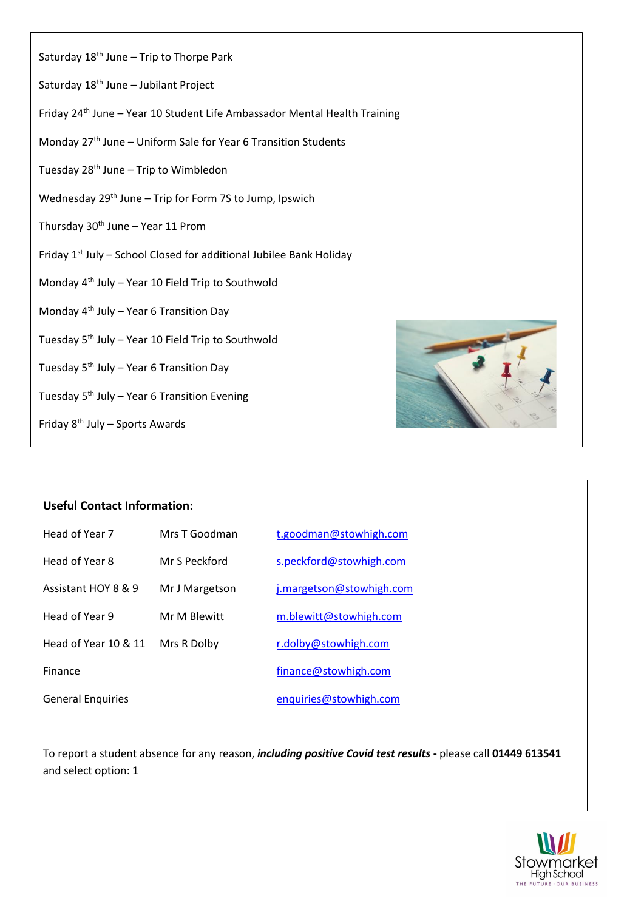Saturday 18th June – Trip to Thorpe Park

Saturday 18th June – Jubilant Project

Friday 24th June – Year 10 Student Life Ambassador Mental Health Training

Monday 27th June – Uniform Sale for Year 6 Transition Students

Tuesday 28th June – Trip to Wimbledon

Wednesday 29th June – Trip for Form 7S to Jump, Ipswich

Thursday 30th June – Year 11 Prom

Friday 1st July – School Closed for additional Jubilee Bank Holiday

Monday 4th July – Year 10 Field Trip to Southwold

Monday 4th July – Year 6 Transition Day

Tuesday 5th July – Year 10 Field Trip to Southwold

Tuesday 5th July – Year 6 Transition Day

Tuesday 5th July – Year 6 Transition Evening

Friday 8th July – Sports Awards

**Useful Contact Information:**

| | | |
|---|---|---|
| Head of Year 7 | Mrs T Goodman | t.goodman@stowhigh.com |
| Head of Year 8 | Mr S Peckford | s.peckford@stowhigh.com |
| Assistant HOY 8 & 9 | Mr J Margetson | j.margetson@stowhigh.com |
| Head of Year 9 | Mr M Blewitt | m.blewitt@stowhigh.com |
| Head of Year 10 & 11 | Mrs R Dolby | r.dolby@stowhigh.com |
| Finance | | finance@stowhigh.com |
| General Enquiries | | enquiries@stowhigh.com |

To report a student absence for any reason, ***including positive Covid test results -*** please call **01449 613541** and select option: 1

Stowmarket High School
THE FUTURE · OUR BUSINESS